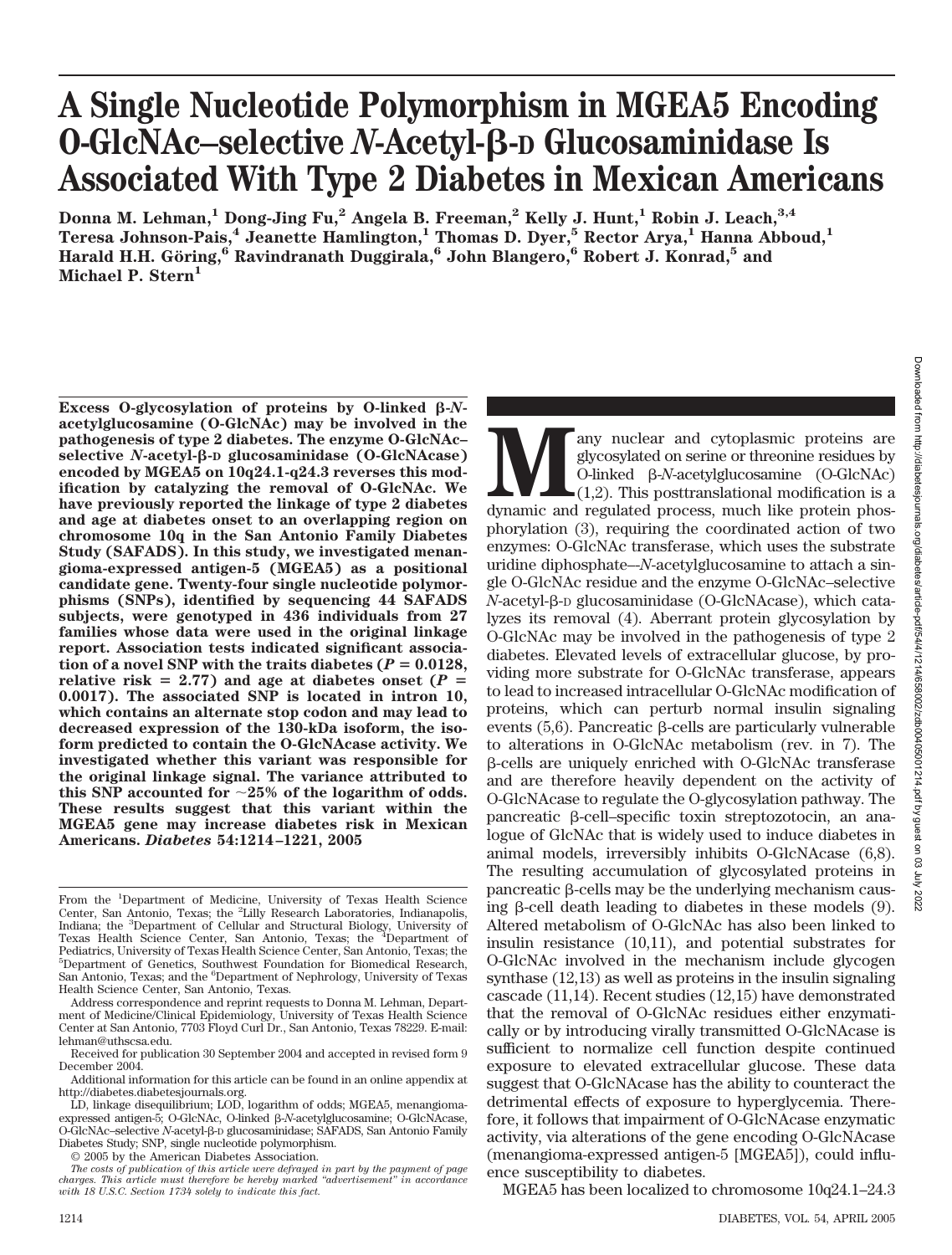# A Single Nucleotide Polymorphism in MGEA5 Encoding O-GlcNAc–selective *N*-Acetyl-β-D Glucosaminidase Is Associated With Type 2 Diabetes in Mexican Americans

**Donna M. Lehman,[1] Dong-Jing Fu,[2] Angela B. Freeman,[2] Kelly J. Hunt,[1] Robin J. Leach,[3,4] Teresa Johnson-Pais,[4] Jeanette Hamlington,[1] Thomas D. Dyer,[5] Rector Arya,[1] Hanna Abboud,[1] Harald H.H. Göring,[6] Ravindranath Duggirala,[6] John Blangero,[6] Robert J. Konrad,[5] and Michael P. Stern[1]**

**Excess O-glycosylation of proteins by O-linked β-*N*-acetylglucosamine (O-GlcNAc) may be involved in the pathogenesis of type 2 diabetes. The enzyme O-GlcNAc–selective *N*-acetyl-β-D glucosaminidase (O-GlcNAcase) encoded by MGEA5 on 10q24.1-q24.3 reverses this modification by catalyzing the removal of O-GlcNAc. We have previously reported the linkage of type 2 diabetes and age at diabetes onset to an overlapping region on chromosome 10q in the San Antonio Family Diabetes Study (SAFADS). In this study, we investigated menangioma-expressed antigen-5 (MGEA5) as a positional candidate gene. Twenty-four single nucleotide polymorphisms (SNPs), identified by sequencing 44 SAFADS subjects, were genotyped in 436 individuals from 27 families whose data were used in the original linkage report. Association tests indicated significant association of a novel SNP with the traits diabetes ($P = 0.0128$, relative risk = 2.77) and age at diabetes onset ($P = 0.0017$). The associated SNP is located in intron 10, which contains an alternate stop codon and may lead to decreased expression of the 130-kDa isoform, the isoform predicted to contain the O-GlcNAcase activity. We investigated whether this variant was responsible for the original linkage signal. The variance attributed to this SNP accounted for ~25% of the logarithm of odds. These results suggest that this variant within the MGEA5 gene may increase diabetes risk in Mexican Americans. *Diabetes* 54:1214–1221, 2005**

From the [1]Department of Medicine, University of Texas Health Science Center, San Antonio, Texas; the [2]Lilly Research Laboratories, Indianapolis, Indiana; the [3]Department of Cellular and Structural Biology, University of Texas Health Science Center, San Antonio, Texas; the [4]Department of Pediatrics, University of Texas Health Science Center, San Antonio, Texas; the [5]Department of Genetics, Southwest Foundation for Biomedical Research, San Antonio, Texas; and the [6]Department of Nephrology, University of Texas Health Science Center, San Antonio, Texas.

Address correspondence and reprint requests to Donna M. Lehman, Department of Medicine/Clinical Epidemiology, University of Texas Health Science Center at San Antonio, 7703 Floyd Curl Dr., San Antonio, Texas 78229. E-mail: lehman@uthscsa.edu.

Received for publication 30 September 2004 and accepted in revised form 9 December 2004.

Additional information for this article can be found in an online appendix at http://diabetes.diabetesjournals.org.

LD, linkage disequilibrium; LOD, logarithm of odds; MGEA5, menangioma-expressed antigen-5; O-GlcNAc, O-linked β-*N*-acetylglucosamine; O-GlcNAcase, O-GlcNAc–selective *N*-acetyl-β-D glucosaminidase; SAFADS, San Antonio Family Diabetes Study; SNP, single nucleotide polymorphism.

© 2005 by the American Diabetes Association.

*The costs of publication of this article were defrayed in part by the payment of page charges. This article must therefore be hereby marked "advertisement" in accordance with 18 U.S.C. Section 1734 solely to indicate this fact.*

Many nuclear and cytoplasmic proteins are glycosylated on serine or threonine residues by O-linked β-*N*-acetylglucosamine (O-GlcNAc) (1,2). This posttranslational modification is a dynamic and regulated process, much like protein phosphorylation (3), requiring the coordinated action of two enzymes: O-GlcNAc transferase, which uses the substrate uridine diphosphate–*N*-acetylglucosamine to attach a single O-GlcNAc residue and the enzyme O-GlcNAc–selective *N*-acetyl-β-D glucosaminidase (O-GlcNAcase), which catalyzes its removal (4). Aberrant protein glycosylation by O-GlcNAc may be involved in the pathogenesis of type 2 diabetes. Elevated levels of extracellular glucose, by providing more substrate for O-GlcNAc transferase, appears to lead to increased intracellular O-GlcNAc modification of proteins, which can perturb normal insulin signaling events (5,6). Pancreatic β-cells are particularly vulnerable to alterations in O-GlcNAc metabolism (rev. in 7). The β-cells are uniquely enriched with O-GlcNAc transferase and are therefore heavily dependent on the activity of O-GlcNAcase to regulate the O-glycosylation pathway. The pancreatic β-cell–specific toxin streptozotocin, an analogue of GlcNAc that is widely used to induce diabetes in animal models, irreversibly inhibits O-GlcNAcase (6,8). The resulting accumulation of glycosylated proteins in pancreatic β-cells may be the underlying mechanism causing β-cell death leading to diabetes in these models (9). Altered metabolism of O-GlcNAc has also been linked to insulin resistance (10,11), and potential substrates for O-GlcNAc involved in the mechanism include glycogen synthase (12,13) as well as proteins in the insulin signaling cascade (11,14). Recent studies (12,15) have demonstrated that the removal of O-GlcNAc residues either enzymatically or by introducing virally transmitted O-GlcNAcase is sufficient to normalize cell function despite continued exposure to elevated extracellular glucose. These data suggest that O-GlcNAcase has the ability to counteract the detrimental effects of exposure to hyperglycemia. Therefore, it follows that impairment of O-GlcNAcase enzymatic activity, via alterations of the gene encoding O-GlcNAcase (menangioma-expressed antigen-5 [MGEA5]), could influence susceptibility to diabetes.

MGEA5 has been localized to chromosome 10q24.1–24.3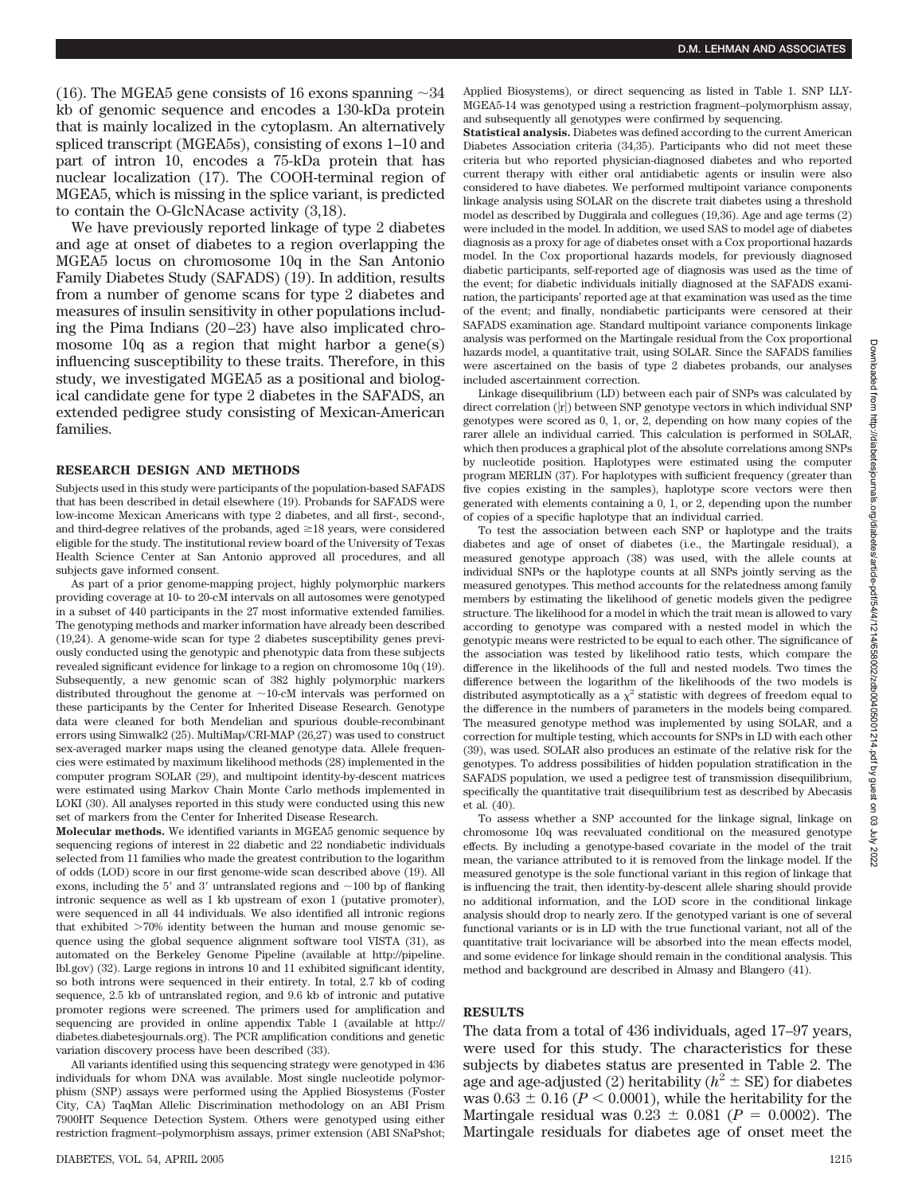(16). The MGEA5 gene consists of 16 exons spanning ~34 kb of genomic sequence and encodes a 130-kDa protein that is mainly localized in the cytoplasm. An alternatively spliced transcript (MGEA5s), consisting of exons 1–10 and part of intron 10, encodes a 75-kDa protein that has nuclear localization (17). The COOH-terminal region of MGEA5, which is missing in the splice variant, is predicted to contain the O-GlcNAcase activity (3,18).

We have previously reported linkage of type 2 diabetes and age at onset of diabetes to a region overlapping the MGEA5 locus on chromosome 10q in the San Antonio Family Diabetes Study (SAFADS) (19). In addition, results from a number of genome scans for type 2 diabetes and measures of insulin sensitivity in other populations including the Pima Indians (20–23) have also implicated chromosome 10q as a region that might harbor a gene(s) influencing susceptibility to these traits. Therefore, in this study, we investigated MGEA5 as a positional and biological candidate gene for type 2 diabetes in the SAFADS, an extended pedigree study consisting of Mexican-American families.

## RESEARCH DESIGN AND METHODS

Subjects used in this study were participants of the population-based SAFADS that has been described in detail elsewhere (19). Probands for SAFADS were low-income Mexican Americans with type 2 diabetes, and all first-, second-, and third-degree relatives of the probands, aged ≥18 years, were considered eligible for the study. The institutional review board of the University of Texas Health Science Center at San Antonio approved all procedures, and all subjects gave informed consent.

As part of a prior genome-mapping project, highly polymorphic markers providing coverage at 10- to 20-cM intervals on all autosomes were genotyped in a subset of 440 participants in the 27 most informative extended families. The genotyping methods and marker information have already been described (19,24). A genome-wide scan for type 2 diabetes susceptibility genes previously conducted using the genotypic and phenotypic data from these subjects revealed significant evidence for linkage to a region on chromosome 10q (19). Subsequently, a new genomic scan of 382 highly polymorphic markers distributed throughout the genome at ~10-cM intervals was performed on these participants by the Center for Inherited Disease Research. Genotype data were cleaned for both Mendelian and spurious double-recombinant errors using Simwalk2 (25). MultiMap/CRI-MAP (26,27) was used to construct sex-averaged marker maps using the cleaned genotype data. Allele frequencies were estimated by maximum likelihood methods (28) implemented in the computer program SOLAR (29), and multipoint identity-by-descent matrices were estimated using Markov Chain Monte Carlo methods implemented in LOKI (30). All analyses reported in this study were conducted using this new set of markers from the Center for Inherited Disease Research.

**Molecular methods.** We identified variants in MGEA5 genomic sequence by sequencing regions of interest in 22 diabetic and 22 nondiabetic individuals selected from 11 families who made the greatest contribution to the logarithm of odds (LOD) score in our first genome-wide scan described above (19). All exons, including the 5′ and 3′ untranslated regions and ~100 bp of flanking intronic sequence as well as 1 kb upstream of exon 1 (putative promoter), were sequenced in all 44 individuals. We also identified all intronic regions that exhibited >70% identity between the human and mouse genomic sequence using the global sequence alignment software tool VISTA (31), as automated on the Berkeley Genome Pipeline (available at http://pipeline.lbl.gov) (32). Large regions in introns 10 and 11 exhibited significant identity, so both introns were sequenced in their entirety. In total, 2.7 kb of coding sequence, 2.5 kb of untranslated region, and 9.6 kb of intronic and putative promoter regions were screened. The primers used for amplification and sequencing are provided in online appendix Table 1 (available at http://diabetes.diabetesjournals.org). The PCR amplification conditions and genetic variation discovery process have been described (33).

All variants identified using this sequencing strategy were genotyped in 436 individuals for whom DNA was available. Most single nucleotide polymorphism (SNP) assays were performed using the Applied Biosystems (Foster City, CA) TaqMan Allelic Discrimination methodology on an ABI Prism 7900HT Sequence Detection System. Others were genotyped using either restriction fragment–polymorphism assays, primer extension (ABI SNaPshot; Applied Biosystems), or direct sequencing as listed in Table 1. SNP LLY-MGEA5-14 was genotyped using a restriction fragment–polymorphism assay, and subsequently all genotypes were confirmed by sequencing.

**Statistical analysis.** Diabetes was defined according to the current American Diabetes Association criteria (34,35). Participants who did not meet these criteria but who reported physician-diagnosed diabetes and who reported current therapy with either oral antidiabetic agents or insulin were also considered to have diabetes. We performed multipoint variance components linkage analysis using SOLAR on the discrete trait diabetes using a threshold model as described by Duggirala and collegues (19,36). Age and age terms (2) were included in the model. In addition, we used SAS to model age of diabetes diagnosis as a proxy for age of diabetes onset with a Cox proportional hazards model. In the Cox proportional hazards models, for previously diagnosed diabetic participants, self-reported age of diagnosis was used as the time of the event; for diabetic individuals initially diagnosed at the SAFADS examination, the participants' reported age at that examination was used as the time of the event; and finally, nondiabetic participants were censored at their SAFADS examination age. Standard multipoint variance components linkage analysis was performed on the Martingale residual from the Cox proportional hazards model, a quantitative trait, using SOLAR. Since the SAFADS families were ascertained on the basis of type 2 diabetes probands, our analyses included ascertainment correction.

Linkage disequilibrium (LD) between each pair of SNPs was calculated by direct correlation ($|r|$) between SNP genotype vectors in which individual SNP genotypes were scored as 0, 1, or, 2, depending on how many copies of the rarer allele an individual carried. This calculation is performed in SOLAR, which then produces a graphical plot of the absolute correlations among SNPs by nucleotide position. Haplotypes were estimated using the computer program MERLIN (37). For haplotypes with sufficient frequency (greater than five copies existing in the samples), haplotype score vectors were then generated with elements containing a 0, 1, or 2, depending upon the number of copies of a specific haplotype that an individual carried.

To test the association between each SNP or haplotype and the traits diabetes and age of onset of diabetes (i.e., the Martingale residual), a measured genotype approach (38) was used, with the allele counts at individual SNPs or the haplotype counts at all SNPs jointly serving as the measured genotypes. This method accounts for the relatedness among family members by estimating the likelihood of genetic models given the pedigree structure. The likelihood for a model in which the trait mean is allowed to vary according to genotype was compared with a nested model in which the genotypic means were restricted to be equal to each other. The significance of the association was tested by likelihood ratio tests, which compare the difference in the likelihoods of the full and nested models. Two times the difference between the logarithm of the likelihoods of the two models is distributed asymptotically as a $\chi^2$ statistic with degrees of freedom equal to the difference in the numbers of parameters in the models being compared. The measured genotype method was implemented by using SOLAR, and a correction for multiple testing, which accounts for SNPs in LD with each other (39), was used. SOLAR also produces an estimate of the relative risk for the genotypes. To address possibilities of hidden population stratification in the SAFADS population, we used a pedigree test of transmission disequilibrium, specifically the quantitative trait disequilibrium test as described by Abecasis et al. (40).

To assess whether a SNP accounted for the linkage signal, linkage on chromosome 10q was reevaluated conditional on the measured genotype effects. By including a genotype-based covariate in the model of the trait mean, the variance attributed to it is removed from the linkage model. If the measured genotype is the sole functional variant in this region of linkage that is influencing the trait, then identity-by-descent allele sharing should provide no additional information, and the LOD score in the conditional linkage analysis should drop to nearly zero. If the genotyped variant is one of several functional variants or is in LD with the true functional variant, not all of the quantitative trait locivariance will be absorbed into the mean effects model, and some evidence for linkage should remain in the conditional analysis. This method and background are described in Almasy and Blangero (41).

## RESULTS

The data from a total of 436 individuals, aged 17–97 years, were used for this study. The characteristics for these subjects by diabetes status are presented in Table 2. The age and age-adjusted (2) heritability ($h^2 \pm$ SE) for diabetes was $0.63 \pm 0.16$ ($P < 0.0001$), while the heritability for the Martingale residual was $0.23 \pm 0.081$ ($P = 0.0002$). The Martingale residuals for diabetes age of onset meet the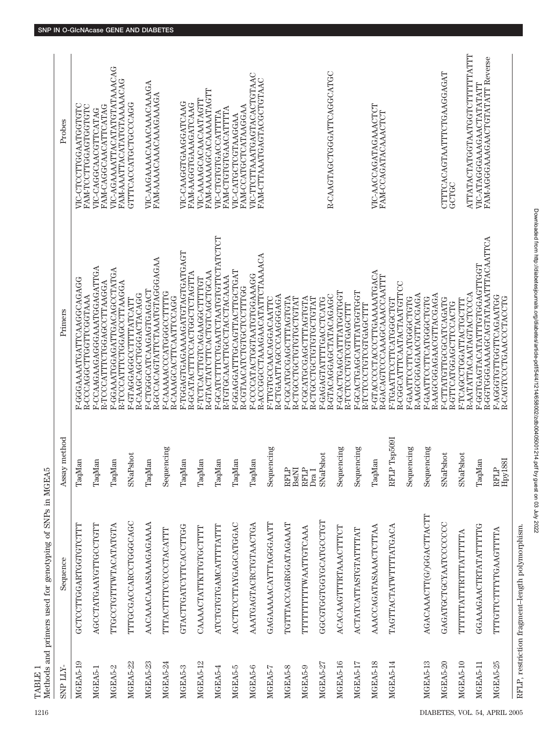TABLE 1

Methods and primers used for genotyping of SNPs in MGEA5

| SNP LLY- | Sequence | Assay method | Primers | Probes |
|---|---|---|---|---|
| MGEA5-19 | GCTCCTGGARTGGTGTCTTT | TaqMan | F-GGGAAAATGATTCAAGGCAGAGG<br>R-CCCAGGCTTGGTTCGGTAAA | VIC-CTCCTTGGAATGGTGTC<br>FAM-TCCTTGGAGTGGTGTC |
| MGEA5-1 | AGCCTATGAAYGTTGCCTGTT | TaqMan | F-CCAAGAAGAGGGAAATGGAGATTGA<br>R-TCCCATTTCTGGAGCCTTAAGGA | VIC-CAGGCAACGTTCATAG<br>FAM-CAGGCAACATTCATAG |
| MGEA5-2 | TTGCCTGTTTWTACATATGTA | TaqMan | F-GGAAATGGAGATTGACAGCCTATGA<br>R-TCCCATTTCTGGAGCCTTAAGGA | VIC-AGAAAATTACATATGTATAAACAG<br>FAM-AAATTACATATGTAAAACAG |
| MGEA5-22 | TTTGCGACCARCCTGGGCAGC | SNaPshot | F-GTAGGAGGCCTTTTATCATT<br>R-CAAGCAGCTGGGACTACAGG | GTTTCACCATGCTGCCCAGG |
| MGEA5-23 | AACAAACAAASAAAGAGAAAA | TaqMan | F-CTGGGCATCAAGAGTGAGACT<br>R-GCCACAGTATTCTAAATGTAGGAGAA | VIC-AAGAAAACAAACAAACAAAGA<br>FAM-AAAACAAACAAAGAAAGA |
| MGEA5-24 | TTTACTTTTCYCCCTACATTT | Sequencing | F-CAAAACCCATGGGCCTTTG<br>R-CAAAGCACTTCAATTCCAGG | |
| MGEA5-3 | GTACTTGATCYTTCACCTTGG | TaqMan | F-TGGAGTGAGAAAAGATGTAGTGATGAGT<br>R-GCATACTTTCCACTGGCTCTAGTTA | VIC-CAAGGTGAAGGATCAAG<br>FAM-AAGGTGAAAGATCAAG |
| MGEA5-12 | CAAAACTATTKTTGTGCTTTT | TaqMan | F-TCTCACTTGTCAGAAGGCTTTTGT<br>R-GTACTATCTTCACTGTCAGCTGCAA | VIC-AAAAGCACAACAATAGTT<br>FAM-AAAAAGCACAAAAATAGTT |
| MGEA5-4 | ATCTGTGTGAMCATTTTATTT | TaqMan | F-GCATCTTTCTGAATCTAATGTGTTCTATCTCT<br>R-TGTGCAACTTGCCTACCTACAAAA | VIC-CTGTGTGACCATTTTA<br>FAM-CTGTGTGAACATTTTA |
| MGEA5-5 | ACCTTCCTTAYGAGCATGGAC | TaqMan | F-GGAGGATTTGCAGTTACTTGCTGAT<br>R-CGTAACATCTGTGCTCCTCTTTGG | VIC-CATGCTCGTAAGGAA<br>FAM-CCATGCTCATAAGGAA |
| MGEA5-6 | AAATGAGTACRCTGTAACTGA | TaqMan | F-CCCCATACTGGTAATGTGGAAAGG<br>R-CCGGCCTAAAGAACATATTCTAAAACA | VIC-TTCTTAAATGAGTACACTGTAAC<br>FAM-CTTAAATGAGTACGCTGTAAC |
| MGEA5-7 | GAGAAAAACAYTTAGGGAATT | Sequencing | F-TTGTGCCAACAGGACAATTC<br>R-CTGAATTAGCCCAAAGGGAGA | |
| MGEA5-8 | TGTTTACCAGRGGATAGAAAT | RFLP BstNI | F-CGCATGCGAGCTTTAGTGTA<br>R-CTGCCTGCTGTGTGCTGTAT | |
| MGEA5-9 | TTTTTTTTTWAATTGTCAAA | RFLP Dra I | F-CGCATGCGAGCTTTAGTGTA<br>R-CTGCCTGCTGTGTGCTGTAT | |
| MGEA5-27 | GGCGTGGTGGYGCATGCCTGT | SNaPshot | F-GAGAGTATTTTGACCTCATG<br>R-GTACGAGGAGCTATACAGAGC | R-CAAGTAGCTGGGATTCAGGCATGC |
| MGEA5-16 | ACACAAGTTTRTAAACTTTCT | Sequencing | F-GCACTGAGCATTTATGGTGGT<br>R-TCTCCCTGTCGTGAGCTTT | |
| MGEA5-17 | ACTATCATTASTGTATTTTAT | Sequencing | F-GCACTGAGCATTTATGGTGGT<br>R-TCTCCCTGTCGTGAGCTTT | |
| MGEA5-18 | AAACCAGATASAAACTCTTAA | TaqMan | F-GTACCCCTACCCTTGAAAAATGACA<br>R-GACAGTCCAAAGCAAACCAATTT | VIC-AACCAGATAGAAACTCT<br>FAM-CCAGATACAAACTCT |
| MGEA5-14 | TAGTTACTATWTTTATGACA | RFLP Tsp509I | F-TGAATTCCTTCATGGCTGT<br>R-CGGCATTTCAATACTAATGTTCC | |
| | | Sequencing | F-GAATTCCTTCATGGCTGTG<br>R-AAGCGGAGAACGTTACGAGA | |
| MGEA5-13 | AGACAAACTT(G/)GGACTTACTT | Sequencing | F-GAATTCCTTCATGGCTGTG<br>R-AAGCGGAGAACGTTACGAGA | |
| MGEA5-20 | GAGATGCTGCYAATCCCCCCC | SNaPshot | F-CTTATGTTGCGCATCAGATG<br>R-GTTCATGAGCTTCCACTG | CTTTCACAGTAATTTCTGAAGGAGAT GCTGC |
| MGEA5-10 | TTTTTATTTRTTTATTTTTA | SNaPshot | F-TCAGCCTGGATTACTGCTTT<br>R-AATATTACAATAGTACTCCCA | ATTATACTATGGTAATGGTCTTTTTTATTT |
| MGEA5-11 | GGAAAGAACTRTATATTTTTG | TaqMan | F-GGTGAGTACATATTTGTGGAGTTGGT<br>R-GGTGGAAAAGCAGTATAAATTTACAATTCA | VIC-ATAGGGAAAGAACTATATATT<br>FAM-AGGGAAAGAACTGTATATT Reverse |
| MGEA5-25 | TTTGTTCTTTYTGAAGTTTTA | RFLP Hpy188I | F-AGGTGTTGGTTCAGAATGG<br>R-CAGTCCCTGAACCCTACCTG | |

RFLP, restriction fragment–length polymorphism.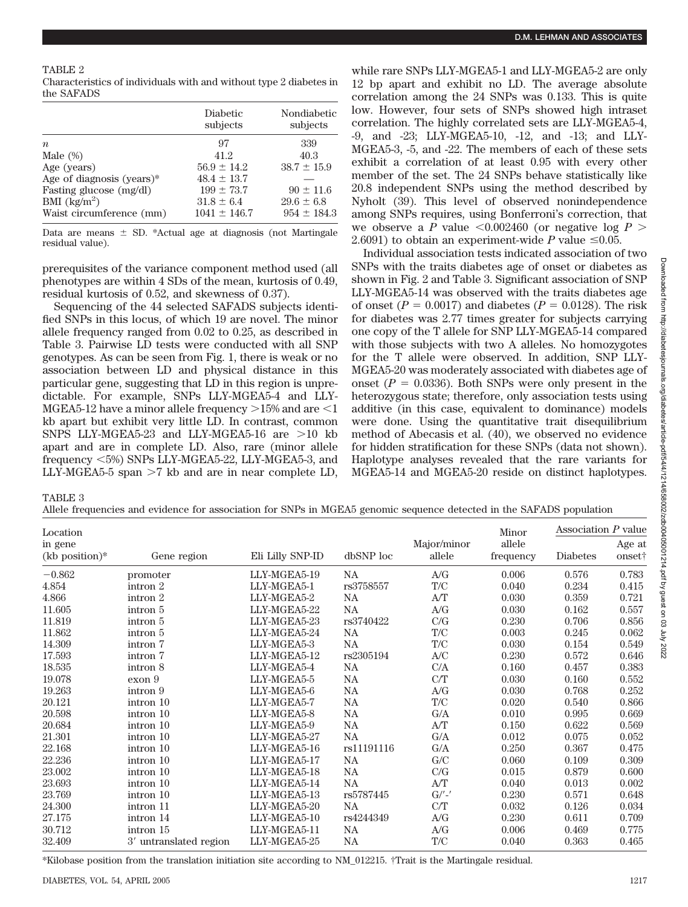TABLE 2
Characteristics of individuals with and without type 2 diabetes in the SAFADS

| | Diabetic subjects | Nondiabetic subjects |
|---|---|---|
| $n$ | 97 | 339 |
| Male (%) | 41.2 | 40.3 |
| Age (years) | 56.9 ± 14.2 | 38.7 ± 15.9 |
| Age of diagnosis (years)* | 48.4 ± 13.7 | — |
| Fasting glucose (mg/dl) | 199 ± 73.7 | 90 ± 11.6 |
| BMI (kg/m$^2$) | 31.8 ± 6.4 | 29.6 ± 6.8 |
| Waist circumference (mm) | 1041 ± 146.7 | 954 ± 184.3 |

Data are means ± SD. *Actual age at diagnosis (not Martingale residual value).

prerequisites of the variance component method used (all phenotypes are within 4 SDs of the mean, kurtosis of 0.49, residual kurtosis of 0.52, and skewness of 0.37).

Sequencing of the 44 selected SAFADS subjects identified SNPs in this locus, of which 19 are novel. The minor allele frequency ranged from 0.02 to 0.25, as described in Table 3. Pairwise LD tests were conducted with all SNP genotypes. As can be seen from Fig. 1, there is weak or no association between LD and physical distance in this particular gene, suggesting that LD in this region is unpredictable. For example, SNPs LLY-MGEA5-4 and LLY-MGEA5-12 have a minor allele frequency >15% and are <1 kb apart but exhibit very little LD. In contrast, common SNPS LLY-MGEA5-23 and LLY-MGEA5-16 are >10 kb apart and are in complete LD. Also, rare (minor allele frequency <5%) SNPs LLY-MGEA5-22, LLY-MGEA5-3, and LLY-MGEA5-5 span >7 kb and are in near complete LD, while rare SNPs LLY-MGEA5-1 and LLY-MGEA5-2 are only 12 bp apart and exhibit no LD. The average absolute correlation among the 24 SNPs was 0.133. This is quite low. However, four sets of SNPs showed high intraset correlation. The highly correlated sets are LLY-MGEA5-4, -9, and -23; LLY-MGEA5-10, -12, and -13; and LLY-MGEA5-3, -5, and -22. The members of each of these sets exhibit a correlation of at least 0.95 with every other member of the set. The 24 SNPs behave statistically like 20.8 independent SNPs using the method described by Nyholt (39). This level of observed nonindependence among SNPs requires, using Bonferroni's correction, that we observe a $P$ value <0.002460 (or negative log $P$ > 2.6091) to obtain an experiment-wide $P$ value ≤0.05.

Individual association tests indicated association of two SNPs with the traits diabetes age of onset or diabetes as shown in Fig. 2 and Table 3. Significant association of SNP LLY-MGEA5-14 was observed with the traits diabetes age of onset ($P = 0.0017$) and diabetes ($P = 0.0128$). The risk for diabetes was 2.77 times greater for subjects carrying one copy of the T allele for SNP LLY-MGEA5-14 compared with those subjects with two A alleles. No homozygotes for the T allele were observed. In addition, SNP LLY-MGEA5-20 was moderately associated with diabetes age of onset ($P = 0.0336$). Both SNPs were only present in the heterozygous state; therefore, only association tests using additive (in this case, equivalent to dominance) models were done. Using the quantitative trait disequilibrium method of Abecasis et al. (40), we observed no evidence for hidden stratification for these SNPs (data not shown). Haplotype analyses revealed that the rare variants for MGEA5-14 and MGEA5-20 reside on distinct haplotypes.

TABLE 3
Allele frequencies and evidence for association for SNPs in MGEA5 genomic sequence detected in the SAFADS population

| Location in gene (kb position)* | Gene region | Eli Lilly SNP-ID | dbSNP loc | Major/minor allele | Minor allele frequency | Association $P$ value | |
|---|---|---|---|---|---|---|---|
| | | | | | | Diabetes | Age at onset† |
| −0.862 | promoter | LLY-MGEA5-19 | NA | A/G | 0.006 | 0.576 | 0.783 |
| 4.854 | intron 2 | LLY-MGEA5-1 | rs3758557 | T/C | 0.040 | 0.234 | 0.415 |
| 4.866 | intron 2 | LLY-MGEA5-2 | NA | A/T | 0.030 | 0.359 | 0.721 |
| 11.605 | intron 5 | LLY-MGEA5-22 | NA | A/G | 0.030 | 0.162 | 0.557 |
| 11.819 | intron 5 | LLY-MGEA5-23 | rs3740422 | C/G | 0.230 | 0.706 | 0.856 |
| 11.862 | intron 5 | LLY-MGEA5-24 | NA | T/C | 0.003 | 0.245 | 0.062 |
| 14.309 | intron 7 | LLY-MGEA5-3 | NA | T/C | 0.030 | 0.154 | 0.549 |
| 17.593 | intron 7 | LLY-MGEA5-12 | rs2305194 | A/C | 0.230 | 0.572 | 0.646 |
| 18.535 | intron 8 | LLY-MGEA5-4 | NA | C/A | 0.160 | 0.457 | 0.383 |
| 19.078 | exon 9 | LLY-MGEA5-5 | NA | C/T | 0.030 | 0.160 | 0.552 |
| 19.263 | intron 9 | LLY-MGEA5-6 | NA | A/G | 0.030 | 0.768 | 0.252 |
| 20.121 | intron 10 | LLY-MGEA5-7 | NA | T/C | 0.020 | 0.540 | 0.866 |
| 20.598 | intron 10 | LLY-MGEA5-8 | NA | G/A | 0.010 | 0.995 | 0.669 |
| 20.684 | intron 10 | LLY-MGEA5-9 | NA | A/T | 0.150 | 0.622 | 0.569 |
| 21.301 | intron 10 | LLY-MGEA5-27 | NA | G/A | 0.012 | 0.075 | 0.052 |
| 22.168 | intron 10 | LLY-MGEA5-16 | rs11191116 | G/A | 0.250 | 0.367 | 0.475 |
| 22.236 | intron 10 | LLY-MGEA5-17 | NA | G/C | 0.060 | 0.109 | 0.309 |
| 23.002 | intron 10 | LLY-MGEA5-18 | NA | C/G | 0.015 | 0.879 | 0.600 |
| 23.693 | intron 10 | LLY-MGEA5-14 | NA | A/T | 0.040 | 0.013 | 0.002 |
| 23.769 | intron 10 | LLY-MGEA5-13 | rs5787445 | G/′-′ | 0.230 | 0.571 | 0.648 |
| 24.300 | intron 11 | LLY-MGEA5-20 | NA | C/T | 0.032 | 0.126 | 0.034 |
| 27.175 | intron 14 | LLY-MGEA5-10 | rs4244349 | A/G | 0.230 | 0.611 | 0.709 |
| 30.712 | intron 15 | LLY-MGEA5-11 | NA | A/G | 0.006 | 0.469 | 0.775 |
| 32.409 | 3′ untranslated region | LLY-MGEA5-25 | NA | T/C | 0.040 | 0.363 | 0.465 |

*Kilobase position from the translation initiation site according to NM_012215. †Trait is the Martingale residual.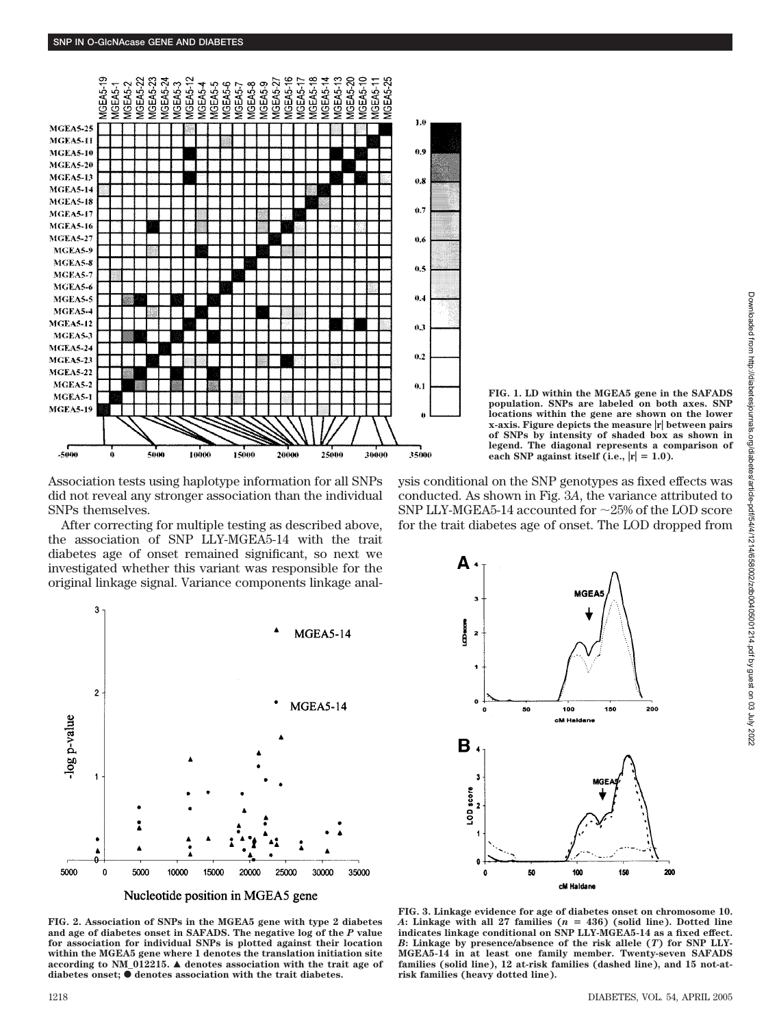FIG. 1. LD within the MGEA5 gene in the SAFADS population. SNPs are labeled on both axes. SNP locations within the gene are shown on the lower x-axis. Figure depicts the measure |r| between pairs of SNPs by intensity of shaded box as shown in legend. The diagonal represents a comparison of each SNP against itself (i.e., |r| = 1.0).

Association tests using haplotype information for all SNPs did not reveal any stronger association than the individual SNPs themselves.

After correcting for multiple testing as described above, the association of SNP LLY-MGEA5-14 with the trait diabetes age of onset remained significant, so next we investigated whether this variant was responsible for the original linkage signal. Variance components linkage analysis conditional on the SNP genotypes as fixed effects was conducted. As shown in Fig. 3*A*, the variance attributed to SNP LLY-MGEA5-14 accounted for ~25% of the LOD score for the trait diabetes age of onset. The LOD dropped from

FIG. 2. Association of SNPs in the MGEA5 gene with type 2 diabetes and age of diabetes onset in SAFADS. The negative log of the *P* value for association for individual SNPs is plotted against their location within the MGEA5 gene where 1 denotes the translation initiation site according to NM_012215. ▲ denotes association with the trait age of diabetes onset; ● denotes association with the trait diabetes.

FIG. 3. Linkage evidence for age of diabetes onset on chromosome 10. *A*: Linkage with all 27 families (*n* = 436) (solid line). Dotted line indicates linkage conditional on SNP LLY-MGEA5-14 as a fixed effect. *B*: Linkage by presence/absence of the risk allele (*T*) for SNP LLY-MGEA5-14 in at least one family member. Twenty-seven SAFADS families (solid line), 12 at-risk families (dashed line), and 15 not-at-risk families (heavy dotted line).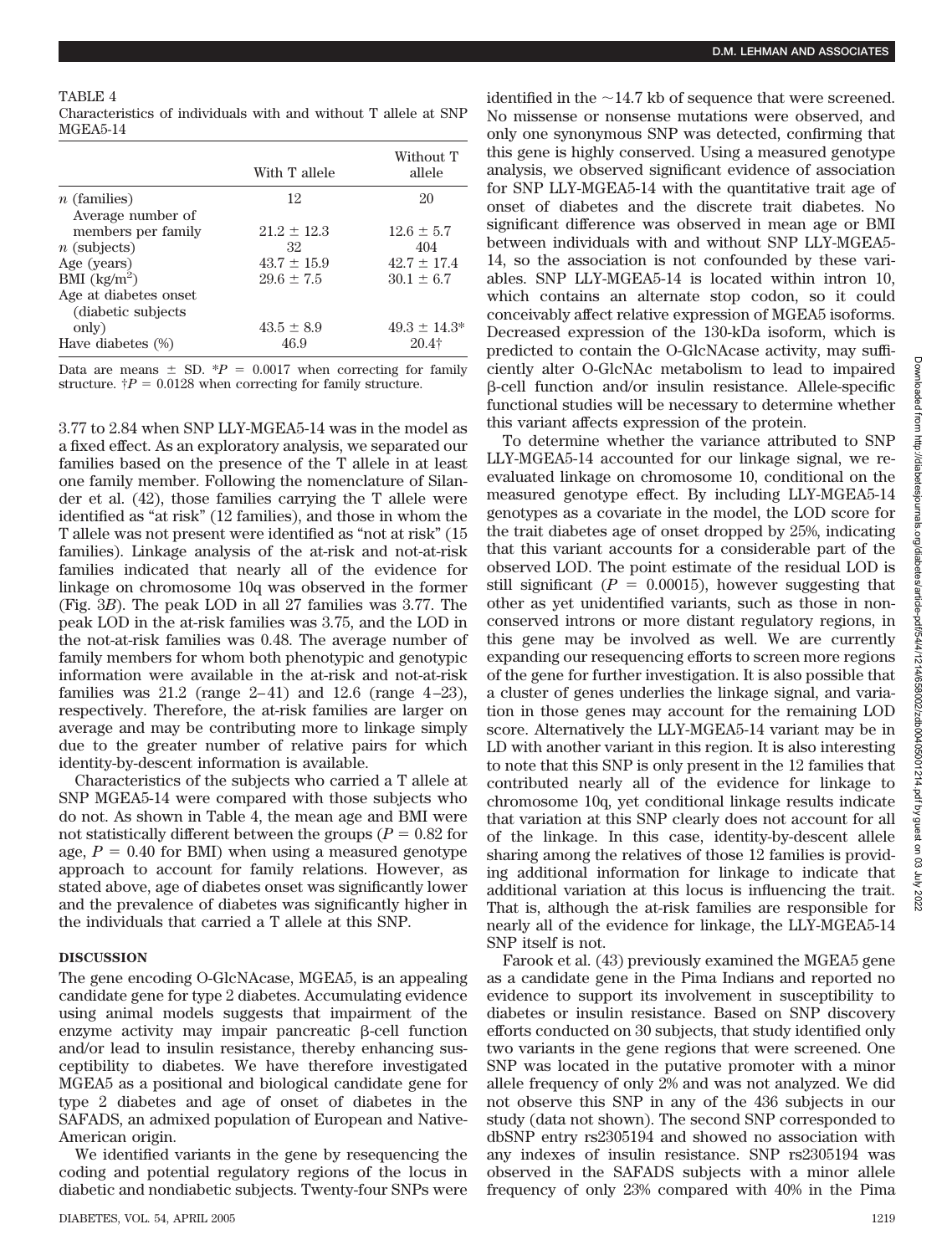TABLE 4
Characteristics of individuals with and without T allele at SNP MGEA5-14

| | With T allele | Without T allele |
|---|---|---|
| $n$ (families) | 12 | 20 |
| Average number of members per family | 21.2 ± 12.3 | 12.6 ± 5.7 |
| $n$ (subjects) | 32 | 404 |
| Age (years) | 43.7 ± 15.9 | 42.7 ± 17.4 |
| BMI (kg/m$^2$) | 29.6 ± 7.5 | 30.1 ± 6.7 |
| Age at diabetes onset (diabetic subjects only) | 43.5 ± 8.9 | 49.3 ± 14.3* |
| Have diabetes (%) | 46.9 | 20.4† |

Data are means ± SD. *$P$ = 0.0017 when correcting for family structure. †$P$ = 0.0128 when correcting for family structure.

3.77 to 2.84 when SNP LLY-MGEA5-14 was in the model as a fixed effect. As an exploratory analysis, we separated our families based on the presence of the T allele in at least one family member. Following the nomenclature of Silander et al. (42), those families carrying the T allele were identified as "at risk" (12 families), and those in whom the T allele was not present were identified as "not at risk" (15 families). Linkage analysis of the at-risk and not-at-risk families indicated that nearly all of the evidence for linkage on chromosome 10q was observed in the former (Fig. 3*B*). The peak LOD in all 27 families was 3.77. The peak LOD in the at-risk families was 3.75, and the LOD in the not-at-risk families was 0.48. The average number of family members for whom both phenotypic and genotypic information were available in the at-risk and not-at-risk families was 21.2 (range 2–41) and 12.6 (range 4–23), respectively. Therefore, the at-risk families are larger on average and may be contributing more to linkage simply due to the greater number of relative pairs for which identity-by-descent information is available.

Characteristics of the subjects who carried a T allele at SNP MGEA5-14 were compared with those subjects who do not. As shown in Table 4, the mean age and BMI were not statistically different between the groups ($P = 0.82$ for age, $P = 0.40$ for BMI) when using a measured genotype approach to account for family relations. However, as stated above, age of diabetes onset was significantly lower and the prevalence of diabetes was significantly higher in the individuals that carried a T allele at this SNP.

## DISCUSSION

The gene encoding O-GlcNAcase, MGEA5, is an appealing candidate gene for type 2 diabetes. Accumulating evidence using animal models suggests that impairment of the enzyme activity may impair pancreatic β-cell function and/or lead to insulin resistance, thereby enhancing susceptibility to diabetes. We have therefore investigated MGEA5 as a positional and biological candidate gene for type 2 diabetes and age of onset of diabetes in the SAFADS, an admixed population of European and Native-American origin.

We identified variants in the gene by resequencing the coding and potential regulatory regions of the locus in diabetic and nondiabetic subjects. Twenty-four SNPs were identified in the ~14.7 kb of sequence that were screened. No missense or nonsense mutations were observed, and only one synonymous SNP was detected, confirming that this gene is highly conserved. Using a measured genotype analysis, we observed significant evidence of association for SNP LLY-MGEA5-14 with the quantitative trait age of onset of diabetes and the discrete trait diabetes. No significant difference was observed in mean age or BMI between individuals with and without SNP LLY-MGEA5-14, so the association is not confounded by these variables. SNP LLY-MGEA5-14 is located within intron 10, which contains an alternate stop codon, so it could conceivably affect relative expression of MGEA5 isoforms. Decreased expression of the 130-kDa isoform, which is predicted to contain the O-GlcNAcase activity, may sufficiently alter O-GlcNAc metabolism to lead to impaired β-cell function and/or insulin resistance. Allele-specific functional studies will be necessary to determine whether this variant affects expression of the protein.

To determine whether the variance attributed to SNP LLY-MGEA5-14 accounted for our linkage signal, we reevaluated linkage on chromosome 10, conditional on the measured genotype effect. By including LLY-MGEA5-14 genotypes as a covariate in the model, the LOD score for the trait diabetes age of onset dropped by 25%, indicating that this variant accounts for a considerable part of the observed LOD. The point estimate of the residual LOD is still significant ($P = 0.00015$), however suggesting that other as yet unidentified variants, such as those in nonconserved introns or more distant regulatory regions, in this gene may be involved as well. We are currently expanding our resequencing efforts to screen more regions of the gene for further investigation. It is also possible that a cluster of genes underlies the linkage signal, and variation in those genes may account for the remaining LOD score. Alternatively the LLY-MGEA5-14 variant may be in LD with another variant in this region. It is also interesting to note that this SNP is only present in the 12 families that contributed nearly all of the evidence for linkage to chromosome 10q, yet conditional linkage results indicate that variation at this SNP clearly does not account for all of the linkage. In this case, identity-by-descent allele sharing among the relatives of those 12 families is providing additional information for linkage to indicate that additional variation at this locus is influencing the trait. That is, although the at-risk families are responsible for nearly all of the evidence for linkage, the LLY-MGEA5-14 SNP itself is not.

Farook et al. (43) previously examined the MGEA5 gene as a candidate gene in the Pima Indians and reported no evidence to support its involvement in susceptibility to diabetes or insulin resistance. Based on SNP discovery efforts conducted on 30 subjects, that study identified only two variants in the gene regions that were screened. One SNP was located in the putative promoter with a minor allele frequency of only 2% and was not analyzed. We did not observe this SNP in any of the 436 subjects in our study (data not shown). The second SNP corresponded to dbSNP entry rs2305194 and showed no association with any indexes of insulin resistance. SNP rs2305194 was observed in the SAFADS subjects with a minor allele frequency of only 23% compared with 40% in the Pima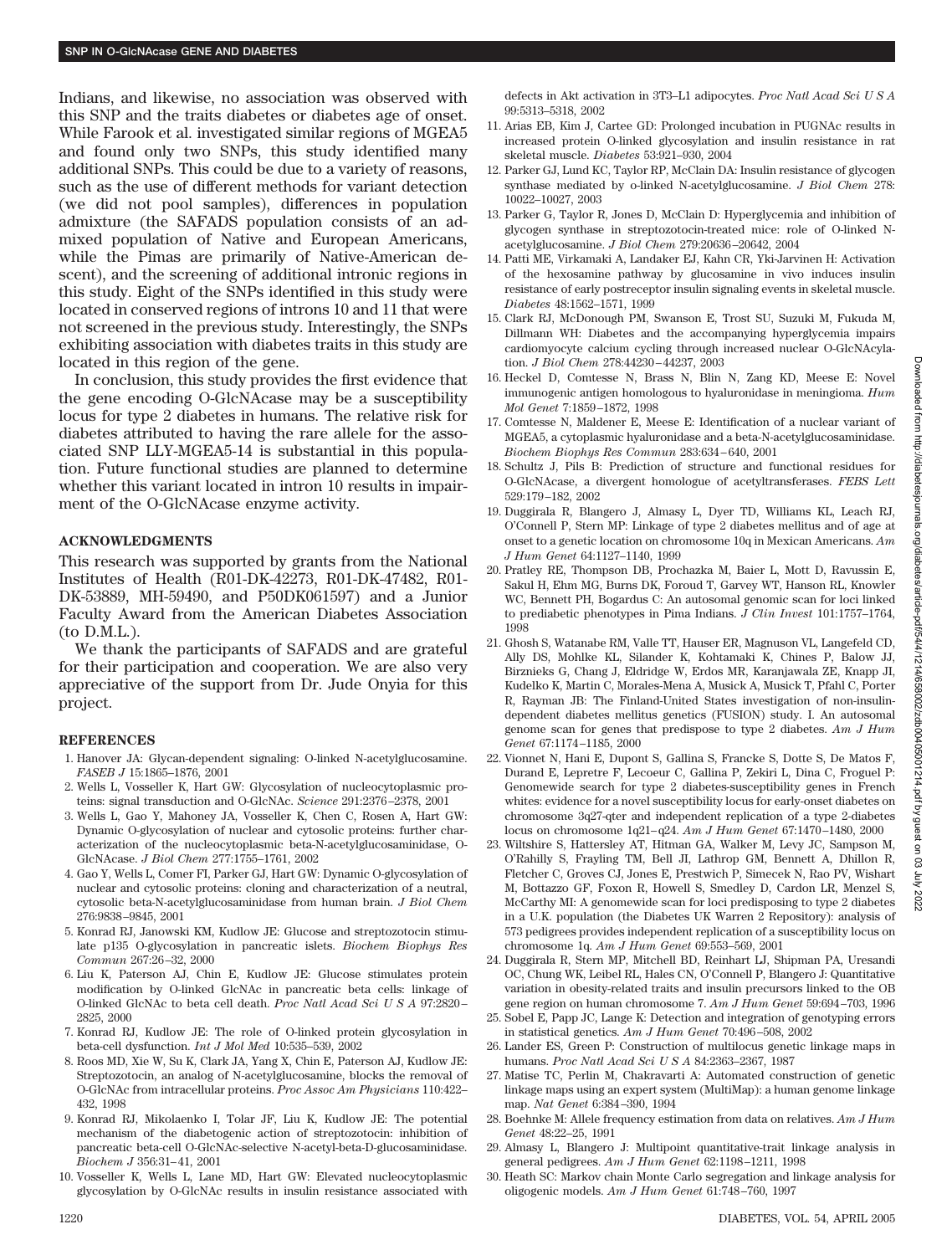Indians, and likewise, no association was observed with this SNP and the traits diabetes or diabetes age of onset. While Farook et al. investigated similar regions of MGEA5 and found only two SNPs, this study identified many additional SNPs. This could be due to a variety of reasons, such as the use of different methods for variant detection (we did not pool samples), differences in population admixture (the SAFADS population consists of an admixed population of Native and European Americans, while the Pimas are primarily of Native-American descent), and the screening of additional intronic regions in this study. Eight of the SNPs identified in this study were located in conserved regions of introns 10 and 11 that were not screened in the previous study. Interestingly, the SNPs exhibiting association with diabetes traits in this study are located in this region of the gene.

In conclusion, this study provides the first evidence that the gene encoding O-GlcNAcase may be a susceptibility locus for type 2 diabetes in humans. The relative risk for diabetes attributed to having the rare allele for the associated SNP LLY-MGEA5-14 is substantial in this population. Future functional studies are planned to determine whether this variant located in intron 10 results in impairment of the O-GlcNAcase enzyme activity.

## ACKNOWLEDGMENTS

This research was supported by grants from the National Institutes of Health (R01-DK-42273, R01-DK-47482, R01-DK-53889, MH-59490, and P50DK061597) and a Junior Faculty Award from the American Diabetes Association (to D.M.L.).

We thank the participants of SAFADS and are grateful for their participation and cooperation. We are also very appreciative of the support from Dr. Jude Onyia for this project.

## REFERENCES

1. Hanover JA: Glycan-dependent signaling: O-linked N-acetylglucosamine. *FASEB J* 15:1865–1876, 2001
2. Wells L, Vosseller K, Hart GW: Glycosylation of nucleocytoplasmic proteins: signal transduction and O-GlcNAc. *Science* 291:2376–2378, 2001
3. Wells L, Gao Y, Mahoney JA, Vosseller K, Chen C, Rosen A, Hart GW: Dynamic O-glycosylation of nuclear and cytosolic proteins: further characterization of the nucleocytoplasmic beta-N-acetylglucosaminidase, O-GlcNAcase. *J Biol Chem* 277:1755–1761, 2002
4. Gao Y, Wells L, Comer FI, Parker GJ, Hart GW: Dynamic O-glycosylation of nuclear and cytosolic proteins: cloning and characterization of a neutral, cytosolic beta-N-acetylglucosaminidase from human brain. *J Biol Chem* 276:9838–9845, 2001
5. Konrad RJ, Janowski KM, Kudlow JE: Glucose and streptozotocin stimulate p135 O-glycosylation in pancreatic islets. *Biochem Biophys Res Commun* 267:26–32, 2000
6. Liu K, Paterson AJ, Chin E, Kudlow JE: Glucose stimulates protein modification by O-linked GlcNAc in pancreatic beta cells: linkage of O-linked GlcNAc to beta cell death. *Proc Natl Acad Sci U S A* 97:2820–2825, 2000
7. Konrad RJ, Kudlow JE: The role of O-linked protein glycosylation in beta-cell dysfunction. *Int J Mol Med* 10:535–539, 2002
8. Roos MD, Xie W, Su K, Clark JA, Yang X, Chin E, Paterson AJ, Kudlow JE: Streptozotocin, an analog of N-acetylglucosamine, blocks the removal of O-GlcNAc from intracellular proteins. *Proc Assoc Am Physicians* 110:422–432, 1998
9. Konrad RJ, Mikolaenko I, Tolar JF, Liu K, Kudlow JE: The potential mechanism of the diabetogenic action of streptozotocin: inhibition of pancreatic beta-cell O-GlcNAc-selective N-acetyl-beta-D-glucosaminidase. *Biochem J* 356:31–41, 2001
10. Vosseller K, Wells L, Lane MD, Hart GW: Elevated nucleocytoplasmic glycosylation by O-GlcNAc results in insulin resistance associated with defects in Akt activation in 3T3–L1 adipocytes. *Proc Natl Acad Sci U S A* 99:5313–5318, 2002
11. Arias EB, Kim J, Cartee GD: Prolonged incubation in PUGNAc results in increased protein O-linked glycosylation and insulin resistance in rat skeletal muscle. *Diabetes* 53:921–930, 2004
12. Parker GJ, Lund KC, Taylor RP, McClain DA: Insulin resistance of glycogen synthase mediated by o-linked N-acetylglucosamine. *J Biol Chem* 278:10022–10027, 2003
13. Parker G, Taylor R, Jones D, McClain D: Hyperglycemia and inhibition of glycogen synthase in streptozotocin-treated mice: role of O-linked N-acetylglucosamine. *J Biol Chem* 279:20636–20642, 2004
14. Patti ME, Virkamaki A, Landaker EJ, Kahn CR, Yki-Jarvinen H: Activation of the hexosamine pathway by glucosamine in vivo induces insulin resistance of early postreceptor insulin signaling events in skeletal muscle. *Diabetes* 48:1562–1571, 1999
15. Clark RJ, McDonough PM, Swanson E, Trost SU, Suzuki M, Fukuda M, Dillmann WH: Diabetes and the accompanying hyperglycemia impairs cardiomyocyte calcium cycling through increased nuclear O-GlcNAcylation. *J Biol Chem* 278:44230–44237, 2003
16. Heckel D, Comtesse N, Brass N, Blin N, Zang KD, Meese E: Novel immunogenic antigen homologous to hyaluronidase in meningioma. *Hum Mol Genet* 7:1859–1872, 1998
17. Comtesse N, Maldener E, Meese E: Identification of a nuclear variant of MGEA5, a cytoplasmic hyaluronidase and a beta-N-acetylglucosaminidase. *Biochem Biophys Res Commun* 283:634–640, 2001
18. Schultz J, Pils B: Prediction of structure and functional residues for O-GlcNAcase, a divergent homologue of acetyltransferases. *FEBS Lett* 529:179–182, 2002
19. Duggirala R, Blangero J, Almasy L, Dyer TD, Williams KL, Leach RJ, O'Connell P, Stern MP: Linkage of type 2 diabetes mellitus and of age at onset to a genetic location on chromosome 10q in Mexican Americans. *Am J Hum Genet* 64:1127–1140, 1999
20. Pratley RE, Thompson DB, Prochazka M, Baier L, Mott D, Ravussin E, Sakul H, Ehm MG, Burns DK, Foroud T, Garvey WT, Hanson RL, Knowler WC, Bennett PH, Bogardus C: An autosomal genomic scan for loci linked to prediabetic phenotypes in Pima Indians. *J Clin Invest* 101:1757–1764, 1998
21. Ghosh S, Watanabe RM, Valle TT, Hauser ER, Magnuson VL, Langefeld CD, Ally DS, Mohlke KL, Silander K, Kohtamaki K, Chines P, Balow JJ, Birznieks G, Chang J, Eldridge W, Erdos MR, Karanjawala ZE, Knapp JI, Kudelko K, Martin C, Morales-Mena A, Musick A, Musick T, Pfahl C, Porter R, Rayman JB: The Finland-United States investigation of non-insulin-dependent diabetes mellitus genetics (FUSION) study. I. An autosomal genome scan for genes that predispose to type 2 diabetes. *Am J Hum Genet* 67:1174–1185, 2000
22. Vionnet N, Hani E, Dupont S, Gallina S, Francke S, Dotte S, De Matos F, Durand E, Lepretre F, Lecoeur C, Gallina P, Zekiri L, Dina C, Froguel P: Genomewide search for type 2 diabetes-susceptibility genes in French whites: evidence for a novel susceptibility locus for early-onset diabetes on chromosome 3q27-qter and independent replication of a type 2-diabetes locus on chromosome 1q21–q24. *Am J Hum Genet* 67:1470–1480, 2000
23. Wiltshire S, Hattersley AT, Hitman GA, Walker M, Levy JC, Sampson M, O'Rahilly S, Frayling TM, Bell JI, Lathrop GM, Bennett A, Dhillon R, Fletcher C, Groves CJ, Jones E, Prestwich P, Simecek N, Rao PV, Wishart M, Bottazzo GF, Foxon R, Howell S, Smedley D, Cardon LR, Menzel S, McCarthy MI: A genomewide scan for loci predisposing to type 2 diabetes in a U.K. population (the Diabetes UK Warren 2 Repository): analysis of 573 pedigrees provides independent replication of a susceptibility locus on chromosome 1q. *Am J Hum Genet* 69:553–569, 2001
24. Duggirala R, Stern MP, Mitchell BD, Reinhart LJ, Shipman PA, Uresandi OC, Chung WK, Leibel RL, Hales CN, O'Connell P, Blangero J: Quantitative variation in obesity-related traits and insulin precursors linked to the OB gene region on human chromosome 7. *Am J Hum Genet* 59:694–703, 1996
25. Sobel E, Papp JC, Lange K: Detection and integration of genotyping errors in statistical genetics. *Am J Hum Genet* 70:496–508, 2002
26. Lander ES, Green P: Construction of multilocus genetic linkage maps in humans. *Proc Natl Acad Sci U S A* 84:2363–2367, 1987
27. Matise TC, Perlin M, Chakravarti A: Automated construction of genetic linkage maps using an expert system (MultiMap): a human genome linkage map. *Nat Genet* 6:384–390, 1994
28. Boehnke M: Allele frequency estimation from data on relatives. *Am J Hum Genet* 48:22–25, 1991
29. Almasy L, Blangero J: Multipoint quantitative-trait linkage analysis in general pedigrees. *Am J Hum Genet* 62:1198–1211, 1998
30. Heath SC: Markov chain Monte Carlo segregation and linkage analysis for oligogenic models. *Am J Hum Genet* 61:748–760, 1997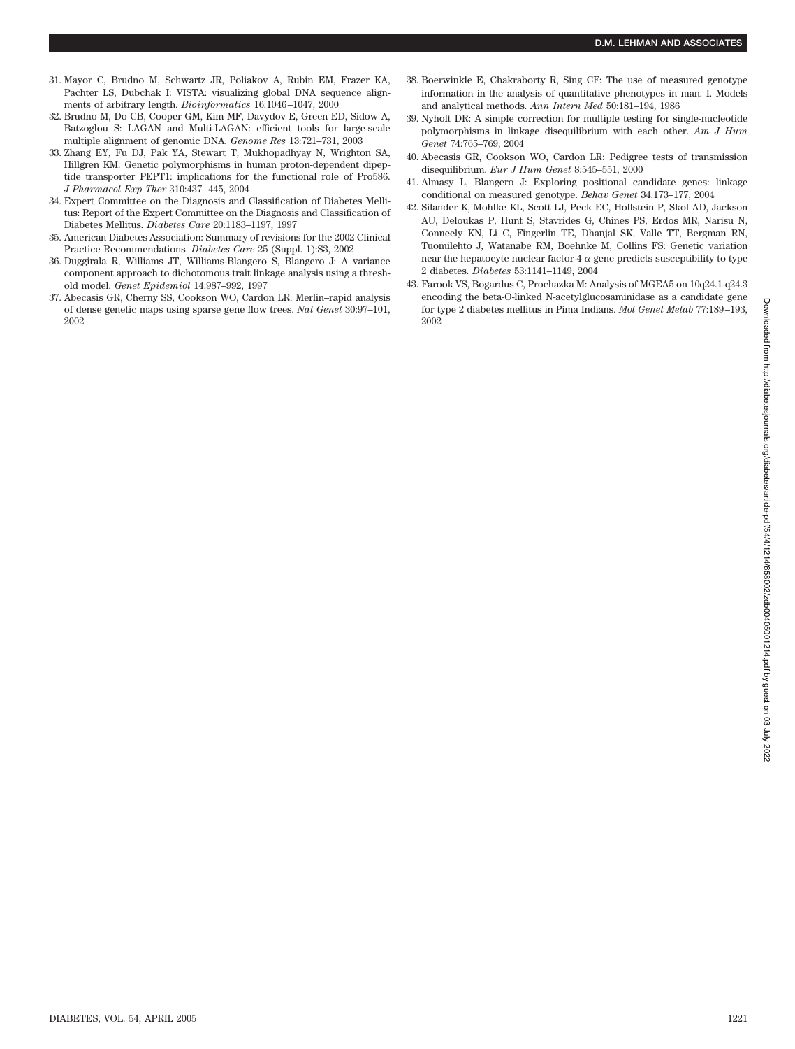31. Mayor C, Brudno M, Schwartz JR, Poliakov A, Rubin EM, Frazer KA, Pachter LS, Dubchak I: VISTA: visualizing global DNA sequence alignments of arbitrary length. *Bioinformatics* 16:1046–1047, 2000
32. Brudno M, Do CB, Cooper GM, Kim MF, Davydov E, Green ED, Sidow A, Batzoglou S: LAGAN and Multi-LAGAN: efficient tools for large-scale multiple alignment of genomic DNA. *Genome Res* 13:721–731, 2003
33. Zhang EY, Fu DJ, Pak YA, Stewart T, Mukhopadhyay N, Wrighton SA, Hillgren KM: Genetic polymorphisms in human proton-dependent dipeptide transporter PEPT1: implications for the functional role of Pro586. *J Pharmacol Exp Ther* 310:437–445, 2004
34. Expert Committee on the Diagnosis and Classification of Diabetes Mellitus: Report of the Expert Committee on the Diagnosis and Classification of Diabetes Mellitus. *Diabetes Care* 20:1183–1197, 1997
35. American Diabetes Association: Summary of revisions for the 2002 Clinical Practice Recommendations. *Diabetes Care* 25 (Suppl. 1):S3, 2002
36. Duggirala R, Williams JT, Williams-Blangero S, Blangero J: A variance component approach to dichotomous trait linkage analysis using a threshold model. *Genet Epidemiol* 14:987–992, 1997
37. Abecasis GR, Cherny SS, Cookson WO, Cardon LR: Merlin–rapid analysis of dense genetic maps using sparse gene flow trees. *Nat Genet* 30:97–101, 2002
38. Boerwinkle E, Chakraborty R, Sing CF: The use of measured genotype information in the analysis of quantitative phenotypes in man. I. Models and analytical methods. *Ann Intern Med* 50:181–194, 1986
39. Nyholt DR: A simple correction for multiple testing for single-nucleotide polymorphisms in linkage disequilibrium with each other. *Am J Hum Genet* 74:765–769, 2004
40. Abecasis GR, Cookson WO, Cardon LR: Pedigree tests of transmission disequilibrium. *Eur J Hum Genet* 8:545–551, 2000
41. Almasy L, Blangero J: Exploring positional candidate genes: linkage conditional on measured genotype. *Behav Genet* 34:173–177, 2004
42. Silander K, Mohlke KL, Scott LJ, Peck EC, Hollstein P, Skol AD, Jackson AU, Deloukas P, Hunt S, Stavrides G, Chines PS, Erdos MR, Narisu N, Conneely KN, Li C, Fingerlin TE, Dhanjal SK, Valle TT, Bergman RN, Tuomilehto J, Watanabe RM, Boehnke M, Collins FS: Genetic variation near the hepatocyte nuclear factor-4 $\alpha$ gene predicts susceptibility to type 2 diabetes. *Diabetes* 53:1141–1149, 2004
43. Farook VS, Bogardus C, Prochazka M: Analysis of MGEA5 on 10q24.1-q24.3 encoding the beta-O-linked N-acetylglucosaminidase as a candidate gene for type 2 diabetes mellitus in Pima Indians. *Mol Genet Metab* 77:189–193, 2002